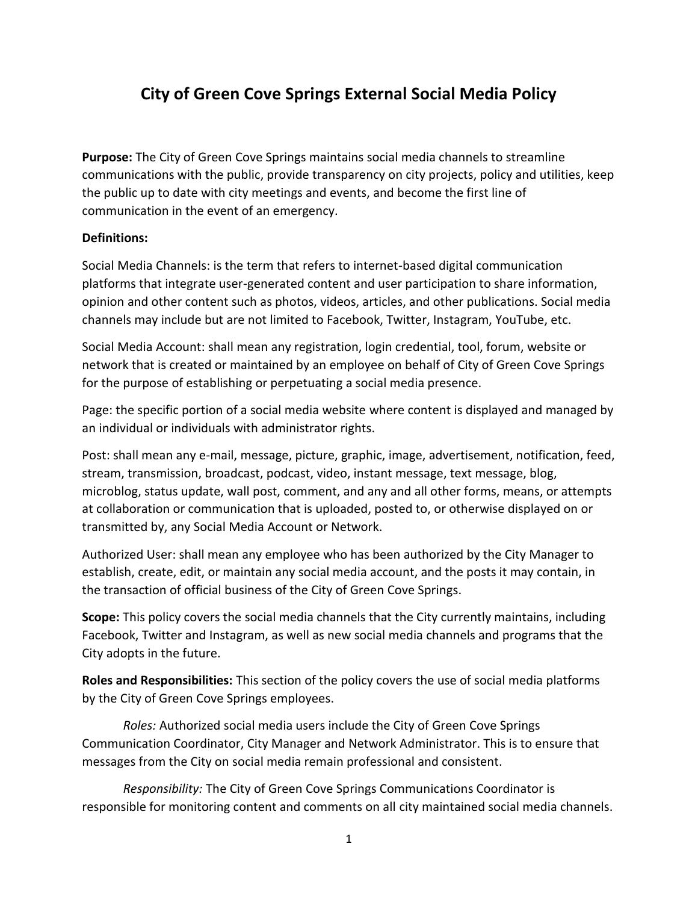# City of Green Cove Springs External Social Media Policy

**Purpose:** The City of Green Cove Springs maintains social media channels to streamline communications with the public, provide transparency on city projects, policy and utilities, keep the public up to date with city meetings and events, and become the first line of communication in the event of an emergency.

**Definitions:**

Social Media Channels: is the term that refers to internet-based digital communication platforms that integrate user-generated content and user participation to share information, opinion and other content such as photos, videos, articles, and other publications. Social media channels may include but are not limited to Facebook, Twitter, Instagram, YouTube, etc.

Social Media Account: shall mean any registration, login credential, tool, forum, website or network that is created or maintained by an employee on behalf of City of Green Cove Springs for the purpose of establishing or perpetuating a social media presence.

Page: the specific portion of a social media website where content is displayed and managed by an individual or individuals with administrator rights.

Post: shall mean any e-mail, message, picture, graphic, image, advertisement, notification, feed, stream, transmission, broadcast, podcast, video, instant message, text message, blog, microblog, status update, wall post, comment, and any and all other forms, means, or attempts at collaboration or communication that is uploaded, posted to, or otherwise displayed on or transmitted by, any Social Media Account or Network.

Authorized User: shall mean any employee who has been authorized by the City Manager to establish, create, edit, or maintain any social media account, and the posts it may contain, in the transaction of official business of the City of Green Cove Springs.

**Scope:** This policy covers the social media channels that the City currently maintains, including Facebook, Twitter and Instagram, as well as new social media channels and programs that the City adopts in the future.

**Roles and Responsibilities:** This section of the policy covers the use of social media platforms by the City of Green Cove Springs employees.

*Roles:* Authorized social media users include the City of Green Cove Springs Communication Coordinator, City Manager and Network Administrator. This is to ensure that messages from the City on social media remain professional and consistent.

*Responsibility:* The City of Green Cove Springs Communications Coordinator is responsible for monitoring content and comments on all city maintained social media channels.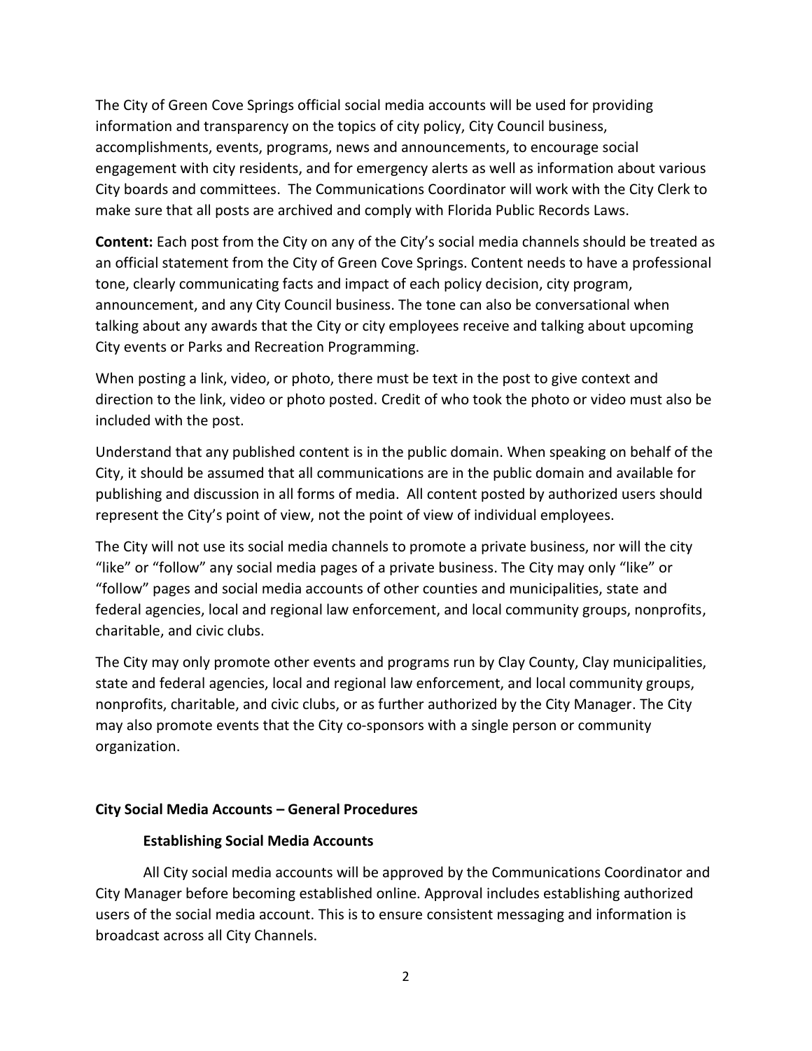The City of Green Cove Springs official social media accounts will be used for providing information and transparency on the topics of city policy, City Council business, accomplishments, events, programs, news and announcements, to encourage social engagement with city residents, and for emergency alerts as well as information about various City boards and committees. The Communications Coordinator will work with the City Clerk to make sure that all posts are archived and comply with Florida Public Records Laws.

**Content:** Each post from the City on any of the City's social media channels should be treated as an official statement from the City of Green Cove Springs. Content needs to have a professional tone, clearly communicating facts and impact of each policy decision, city program, announcement, and any City Council business. The tone can also be conversational when talking about any awards that the City or city employees receive and talking about upcoming City events or Parks and Recreation Programming.

When posting a link, video, or photo, there must be text in the post to give context and direction to the link, video or photo posted. Credit of who took the photo or video must also be included with the post.

Understand that any published content is in the public domain. When speaking on behalf of the City, it should be assumed that all communications are in the public domain and available for publishing and discussion in all forms of media. All content posted by authorized users should represent the City's point of view, not the point of view of individual employees.

The City will not use its social media channels to promote a private business, nor will the city "like" or "follow" any social media pages of a private business. The City may only "like" or "follow" pages and social media accounts of other counties and municipalities, state and federal agencies, local and regional law enforcement, and local community groups, nonprofits, charitable, and civic clubs.

The City may only promote other events and programs run by Clay County, Clay municipalities, state and federal agencies, local and regional law enforcement, and local community groups, nonprofits, charitable, and civic clubs, or as further authorized by the City Manager. The City may also promote events that the City co-sponsors with a single person or community organization.

## City Social Media Accounts – General Procedures

### Establishing Social Media Accounts

All City social media accounts will be approved by the Communications Coordinator and City Manager before becoming established online. Approval includes establishing authorized users of the social media account. This is to ensure consistent messaging and information is broadcast across all City Channels.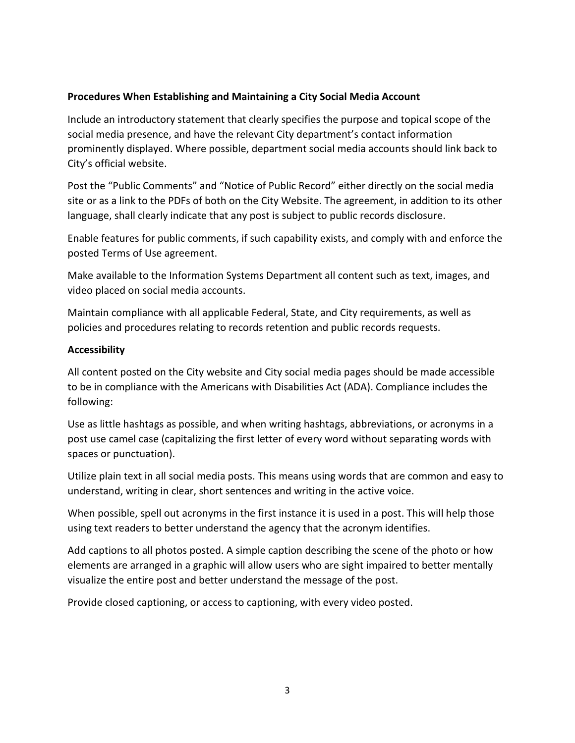**Procedures When Establishing and Maintaining a City Social Media Account**

Include an introductory statement that clearly specifies the purpose and topical scope of the social media presence, and have the relevant City department's contact information prominently displayed. Where possible, department social media accounts should link back to City's official website.

Post the "Public Comments" and "Notice of Public Record" either directly on the social media site or as a link to the PDFs of both on the City Website. The agreement, in addition to its other language, shall clearly indicate that any post is subject to public records disclosure.

Enable features for public comments, if such capability exists, and comply with and enforce the posted Terms of Use agreement.

Make available to the Information Systems Department all content such as text, images, and video placed on social media accounts.

Maintain compliance with all applicable Federal, State, and City requirements, as well as policies and procedures relating to records retention and public records requests.

**Accessibility**

All content posted on the City website and City social media pages should be made accessible to be in compliance with the Americans with Disabilities Act (ADA). Compliance includes the following:

Use as little hashtags as possible, and when writing hashtags, abbreviations, or acronyms in a post use camel case (capitalizing the first letter of every word without separating words with spaces or punctuation).

Utilize plain text in all social media posts. This means using words that are common and easy to understand, writing in clear, short sentences and writing in the active voice.

When possible, spell out acronyms in the first instance it is used in a post. This will help those using text readers to better understand the agency that the acronym identifies.

Add captions to all photos posted. A simple caption describing the scene of the photo or how elements are arranged in a graphic will allow users who are sight impaired to better mentally visualize the entire post and better understand the message of the post.

Provide closed captioning, or access to captioning, with every video posted.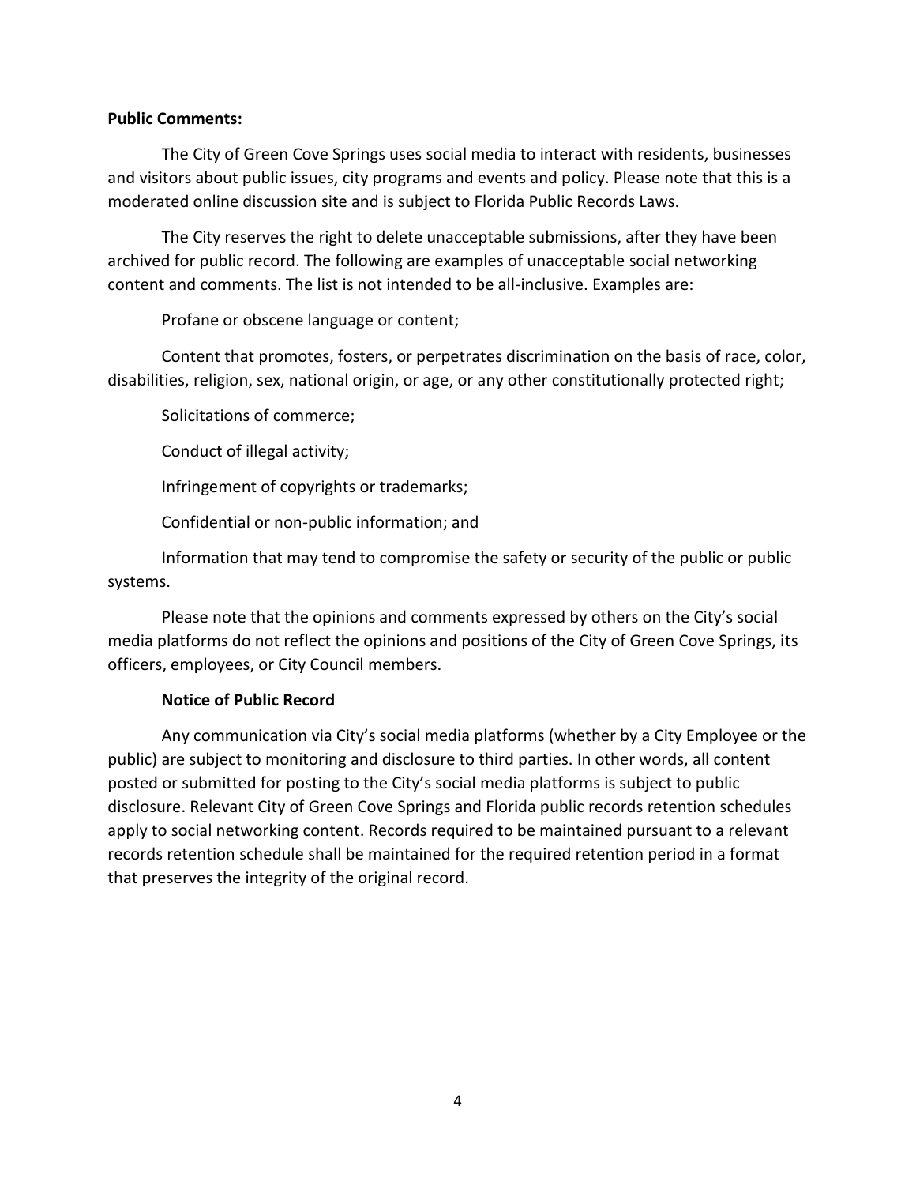**Public Comments:**

The City of Green Cove Springs uses social media to interact with residents, businesses and visitors about public issues, city programs and events and policy. Please note that this is a moderated online discussion site and is subject to Florida Public Records Laws.

The City reserves the right to delete unacceptable submissions, after they have been archived for public record. The following are examples of unacceptable social networking content and comments. The list is not intended to be all-inclusive. Examples are:

Profane or obscene language or content;

Content that promotes, fosters, or perpetrates discrimination on the basis of race, color, disabilities, religion, sex, national origin, or age, or any other constitutionally protected right;

Solicitations of commerce;

Conduct of illegal activity;

Infringement of copyrights or trademarks;

Confidential or non-public information; and

Information that may tend to compromise the safety or security of the public or public systems.

Please note that the opinions and comments expressed by others on the City's social media platforms do not reflect the opinions and positions of the City of Green Cove Springs, its officers, employees, or City Council members.

**Notice of Public Record**

Any communication via City's social media platforms (whether by a City Employee or the public) are subject to monitoring and disclosure to third parties. In other words, all content posted or submitted for posting to the City's social media platforms is subject to public disclosure. Relevant City of Green Cove Springs and Florida public records retention schedules apply to social networking content. Records required to be maintained pursuant to a relevant records retention schedule shall be maintained for the required retention period in a format that preserves the integrity of the original record.